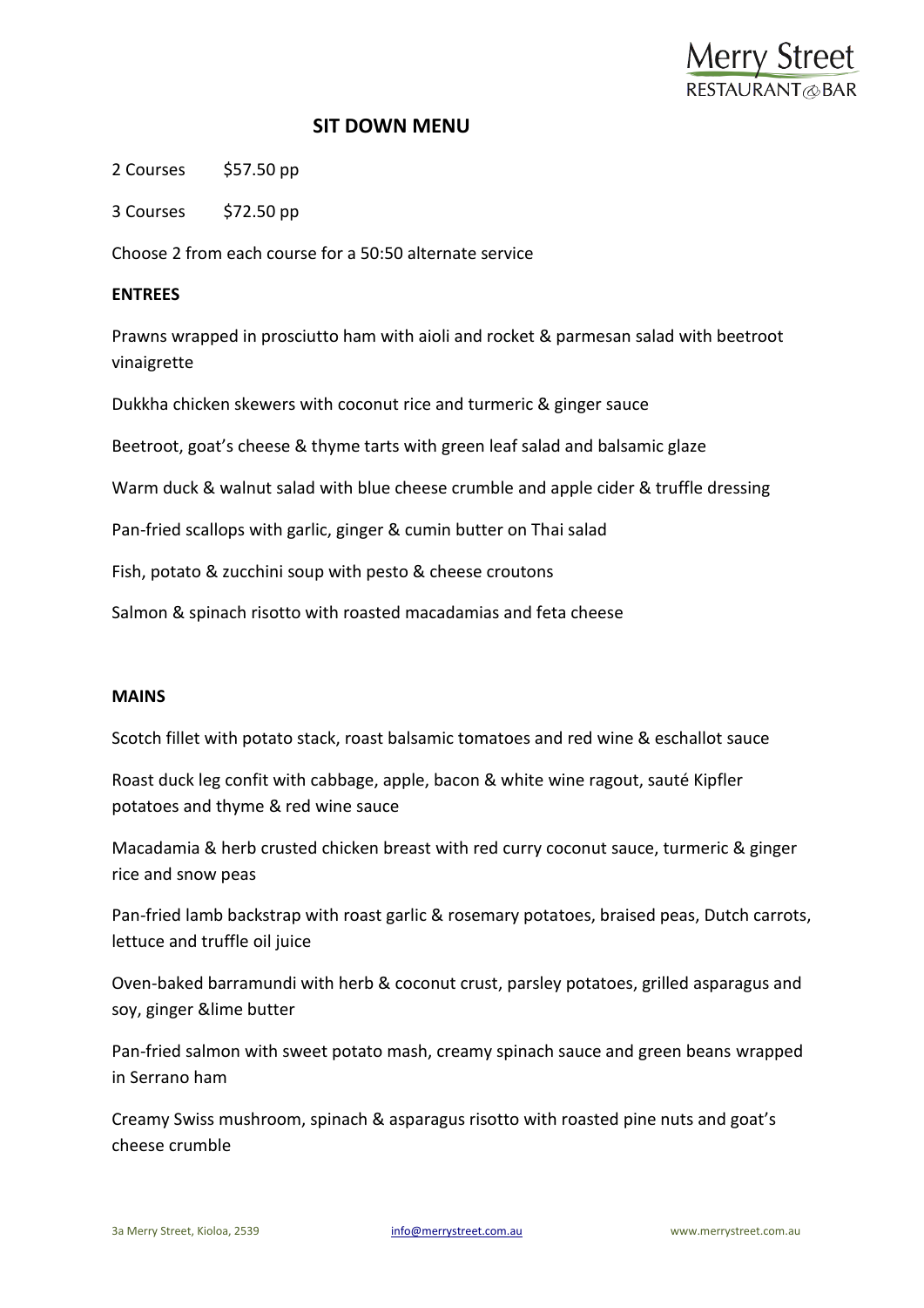Merry Street
RESTAURANT & BAR

# SIT DOWN MENU

2 Courses $57.50 pp

3 Courses $72.50 pp

Choose 2 from each course for a 50:50 alternate service

**ENTREES**

Prawns wrapped in prosciutto ham with aioli and rocket & parmesan salad with beetroot vinaigrette

Dukkha chicken skewers with coconut rice and turmeric & ginger sauce

Beetroot, goat's cheese & thyme tarts with green leaf salad and balsamic glaze

Warm duck & walnut salad with blue cheese crumble and apple cider & truffle dressing

Pan-fried scallops with garlic, ginger & cumin butter on Thai salad

Fish, potato & zucchini soup with pesto & cheese croutons

Salmon & spinach risotto with roasted macadamias and feta cheese

**MAINS**

Scotch fillet with potato stack, roast balsamic tomatoes and red wine & eschallot sauce

Roast duck leg confit with cabbage, apple, bacon & white wine ragout, sauté Kipfler potatoes and thyme & red wine sauce

Macadamia & herb crusted chicken breast with red curry coconut sauce, turmeric & ginger rice and snow peas

Pan-fried lamb backstrap with roast garlic & rosemary potatoes, braised peas, Dutch carrots, lettuce and truffle oil juice

Oven-baked barramundi with herb & coconut crust, parsley potatoes, grilled asparagus and soy, ginger &lime butter

Pan-fried salmon with sweet potato mash, creamy spinach sauce and green beans wrapped in Serrano ham

Creamy Swiss mushroom, spinach & asparagus risotto with roasted pine nuts and goat's cheese crumble

3a Merry Street, Kioloa, 2539 info@merrystreet.com.au www.merrystreet.com.au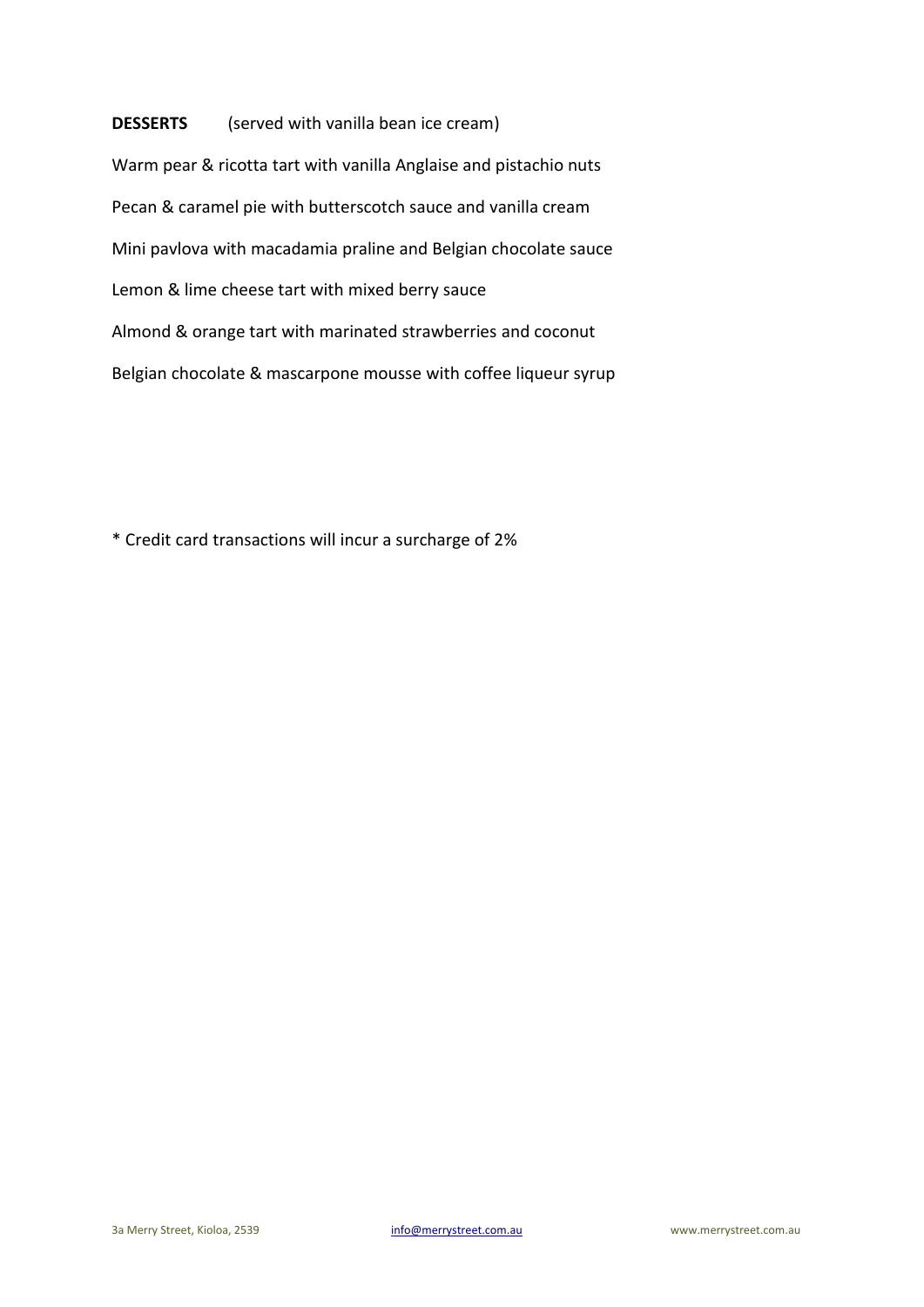**DESSERTS** (served with vanilla bean ice cream)

Warm pear & ricotta tart with vanilla Anglaise and pistachio nuts

Pecan & caramel pie with butterscotch sauce and vanilla cream

Mini pavlova with macadamia praline and Belgian chocolate sauce

Lemon & lime cheese tart with mixed berry sauce

Almond & orange tart with marinated strawberries and coconut

Belgian chocolate & mascarpone mousse with coffee liqueur syrup

* Credit card transactions will incur a surcharge of 2%